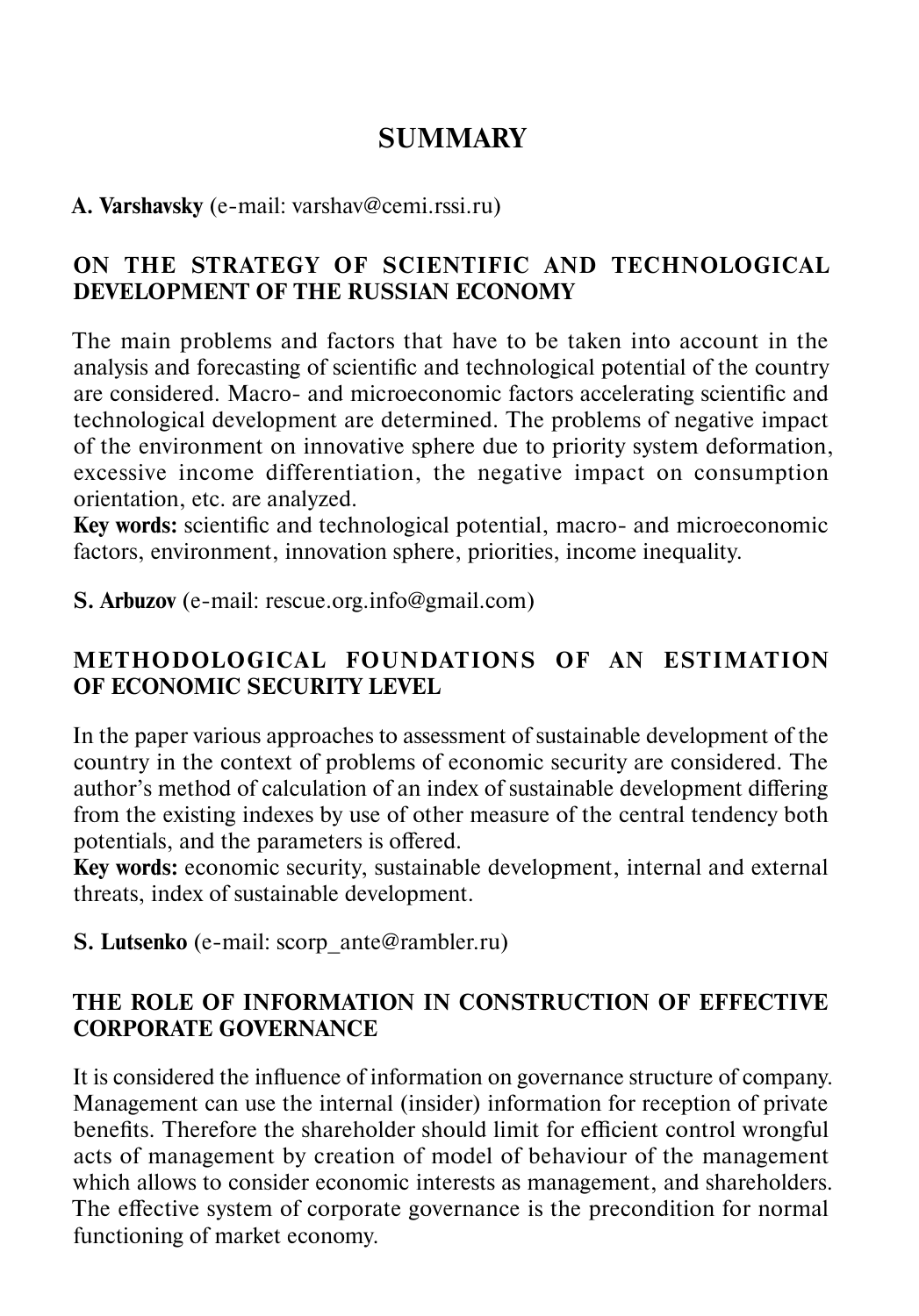# SUMMARY

**A. Varshavsky** (e-mail: varshav@cemi.rssi.ru)

## ON THE STRATEGY OF SCIENTIFIC AND TECHNOLOGICAL DEVELOPMENT OF THE RUSSIAN ECONOMY

The main problems and factors that have to be taken into account in the analysis and forecasting of scientific and technological potential of the country are considered. Macro- and microeconomic factors accelerating scientific and technological development are determined. The problems of negative impact of the environment on innovative sphere due to priority system deformation, excessive income differentiation, the negative impact on consumption orientation, etc. are analyzed.

**Key words:** scientific and technological potential, macro- and microeconomic factors, environment, innovation sphere, priorities, income inequality.

**S. Arbuzov** (e-mail: rescue.org.info@gmail.com)

## METHODOLOGICAL FOUNDATIONS OF AN ESTIMATION OF ECONOMIC SECURITY LEVEL

In the paper various approaches to assessment of sustainable development of the country in the context of problems of economic security are considered. The author's method of calculation of an index of sustainable development differing from the existing indexes by use of other measure of the central tendency both potentials, and the parameters is offered.

**Key words:** economic security, sustainable development, internal and external threats, index of sustainable development.

**S. Lutsenko** (e-mail: scorp_ante@rambler.ru)

## THE ROLE OF INFORMATION IN CONSTRUCTION OF EFFECTIVE CORPORATE GOVERNANCE

It is considered the influence of information on governance structure of company. Management can use the internal (insider) information for reception of private benefits. Therefore the shareholder should limit for efficient control wrongful acts of management by creation of model of behaviour of the management which allows to consider economic interests as management, and shareholders. The effective system of corporate governance is the precondition for normal functioning of market economy.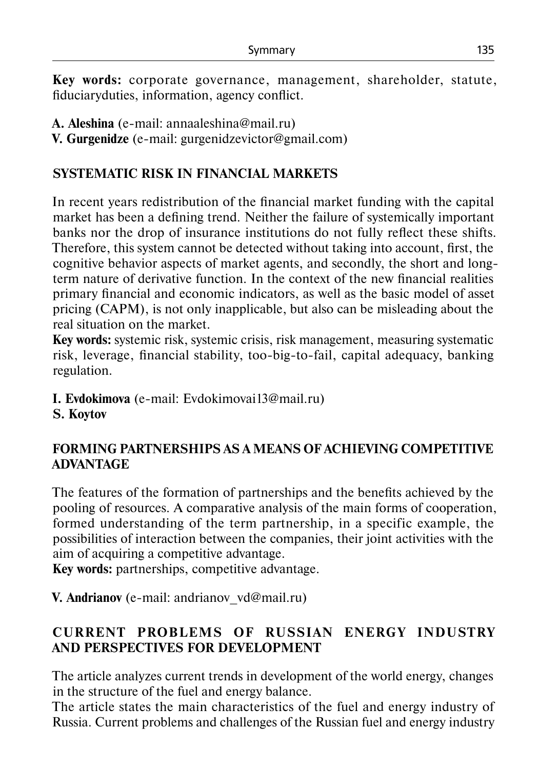**Key words:** corporate governance, management, shareholder, statute, fiduciaryduties, information, agency conflict.

**A. Aleshina** (e-mail: annaaleshina@mail.ru)
**V. Gurgenidze** (e-mail: gurgenidzevictor@gmail.com)

## SYSTEMATIC RISK IN FINANCIAL MARKETS

In recent years redistribution of the financial market funding with the capital market has been a defining trend. Neither the failure of systemically important banks nor the drop of insurance institutions do not fully reflect these shifts. Therefore, this system cannot be detected without taking into account, first, the cognitive behavior aspects of market agents, and secondly, the short and long-term nature of derivative function. In the context of the new financial realities primary financial and economic indicators, as well as the basic model of asset pricing (CAPM), is not only inapplicable, but also can be misleading about the real situation on the market.

**Key words:** systemic risk, systemic crisis, risk management, measuring systematic risk, leverage, financial stability, too-big-to-fail, capital adequacy, banking regulation.

**I. Evdokimova** (e-mail: Evdokimovai13@mail.ru)
**S. Koytov**

## FORMING PARTNERSHIPS AS A MEANS OF ACHIEVING COMPETITIVE ADVANTAGE

The features of the formation of partnerships and the benefits achieved by the pooling of resources. A comparative analysis of the main forms of cooperation, formed understanding of the term partnership, in a specific example, the possibilities of interaction between the companies, their joint activities with the aim of acquiring a competitive advantage.

**Key words:** partnerships, competitive advantage.

**V. Andrianov** (e-mail: andrianov_vd@mail.ru)

## CURRENT PROBLEMS OF RUSSIAN ENERGY INDUSTRY AND PERSPECTIVES FOR DEVELOPMENT

The article analyzes current trends in development of the world energy, changes in the structure of the fuel and energy balance.

The article states the main characteristics of the fuel and energy industry of Russia. Current problems and challenges of the Russian fuel and energy industry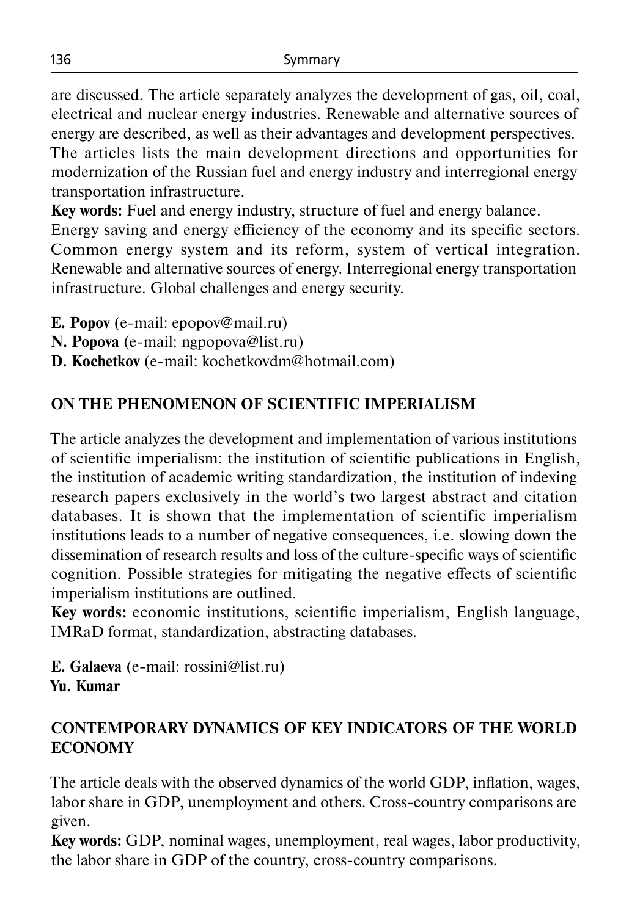are discussed. The article separately analyzes the development of gas, oil, coal, electrical and nuclear energy industries. Renewable and alternative sources of energy are described, as well as their advantages and development perspectives. The articles lists the main development directions and opportunities for modernization of the Russian fuel and energy industry and interregional energy transportation infrastructure.

**Key words:** Fuel and energy industry, structure of fuel and energy balance. Energy saving and energy efficiency of the economy and its specific sectors. Common energy system and its reform, system of vertical integration. Renewable and alternative sources of energy. Interregional energy transportation infrastructure. Global challenges and energy security.

**E. Popov** (e-mail: epopov@mail.ru)
**N. Popova** (e-mail: ngpopova@list.ru)
**D. Kochetkov** (e-mail: kochetkovdm@hotmail.com)

## ON THE PHENOMENON OF SCIENTIFIC IMPERIALISM

The article analyzes the development and implementation of various institutions of scientific imperialism: the institution of scientific publications in English, the institution of academic writing standardization, the institution of indexing research papers exclusively in the world's two largest abstract and citation databases. It is shown that the implementation of scientific imperialism institutions leads to a number of negative consequences, i.e. slowing down the dissemination of research results and loss of the culture-specific ways of scientific cognition. Possible strategies for mitigating the negative effects of scientific imperialism institutions are outlined.

**Key words:** economic institutions, scientific imperialism, English language, IMRaD format, standardization, abstracting databases.

**E. Galaeva** (e-mail: rossini@list.ru)
**Yu. Kumar**

## CONTEMPORARY DYNAMICS OF KEY INDICATORS OF THE WORLD ECONOMY

The article deals with the observed dynamics of the world GDP, inflation, wages, labor share in GDP, unemployment and others. Cross-country comparisons are given.

**Key words:** GDP, nominal wages, unemployment, real wages, labor productivity, the labor share in GDP of the country, cross-country comparisons.